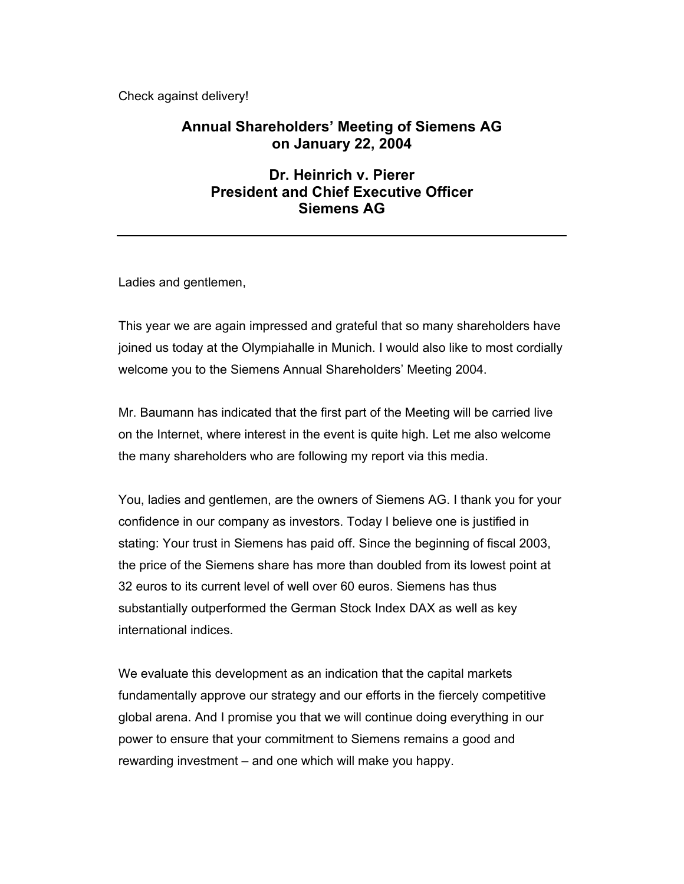Check against delivery!

# Annual Shareholders' Meeting of Siemens AG on January 22, 2004

## Dr. Heinrich v. Pierer
## President and Chief Executive Officer
## Siemens AG

---

Ladies and gentlemen,

This year we are again impressed and grateful that so many shareholders have joined us today at the Olympiahalle in Munich. I would also like to most cordially welcome you to the Siemens Annual Shareholders' Meeting 2004.

Mr. Baumann has indicated that the first part of the Meeting will be carried live on the Internet, where interest in the event is quite high. Let me also welcome the many shareholders who are following my report via this media.

You, ladies and gentlemen, are the owners of Siemens AG. I thank you for your confidence in our company as investors. Today I believe one is justified in stating: Your trust in Siemens has paid off. Since the beginning of fiscal 2003, the price of the Siemens share has more than doubled from its lowest point at 32 euros to its current level of well over 60 euros. Siemens has thus substantially outperformed the German Stock Index DAX as well as key international indices.

We evaluate this development as an indication that the capital markets fundamentally approve our strategy and our efforts in the fiercely competitive global arena. And I promise you that we will continue doing everything in our power to ensure that your commitment to Siemens remains a good and rewarding investment – and one which will make you happy.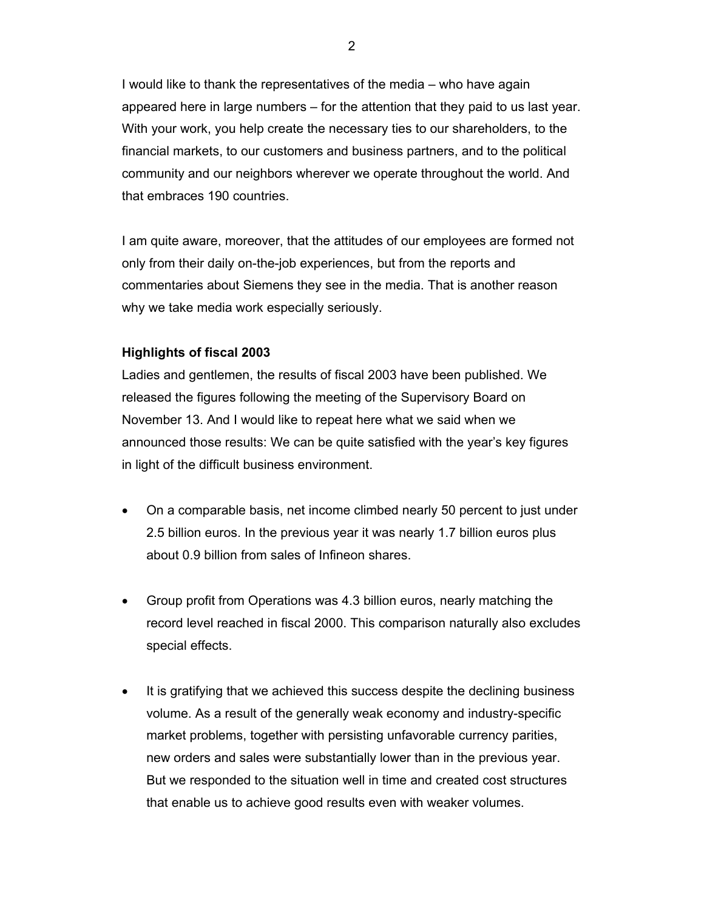I would like to thank the representatives of the media – who have again appeared here in large numbers – for the attention that they paid to us last year. With your work, you help create the necessary ties to our shareholders, to the financial markets, to our customers and business partners, and to the political community and our neighbors wherever we operate throughout the world. And that embraces 190 countries.

I am quite aware, moreover, that the attitudes of our employees are formed not only from their daily on-the-job experiences, but from the reports and commentaries about Siemens they see in the media. That is another reason why we take media work especially seriously.

**Highlights of fiscal 2003**

Ladies and gentlemen, the results of fiscal 2003 have been published. We released the figures following the meeting of the Supervisory Board on November 13. And I would like to repeat here what we said when we announced those results: We can be quite satisfied with the year's key figures in light of the difficult business environment.

- On a comparable basis, net income climbed nearly 50 percent to just under 2.5 billion euros. In the previous year it was nearly 1.7 billion euros plus about 0.9 billion from sales of Infineon shares.
- Group profit from Operations was 4.3 billion euros, nearly matching the record level reached in fiscal 2000. This comparison naturally also excludes special effects.
- It is gratifying that we achieved this success despite the declining business volume. As a result of the generally weak economy and industry-specific market problems, together with persisting unfavorable currency parities, new orders and sales were substantially lower than in the previous year. But we responded to the situation well in time and created cost structures that enable us to achieve good results even with weaker volumes.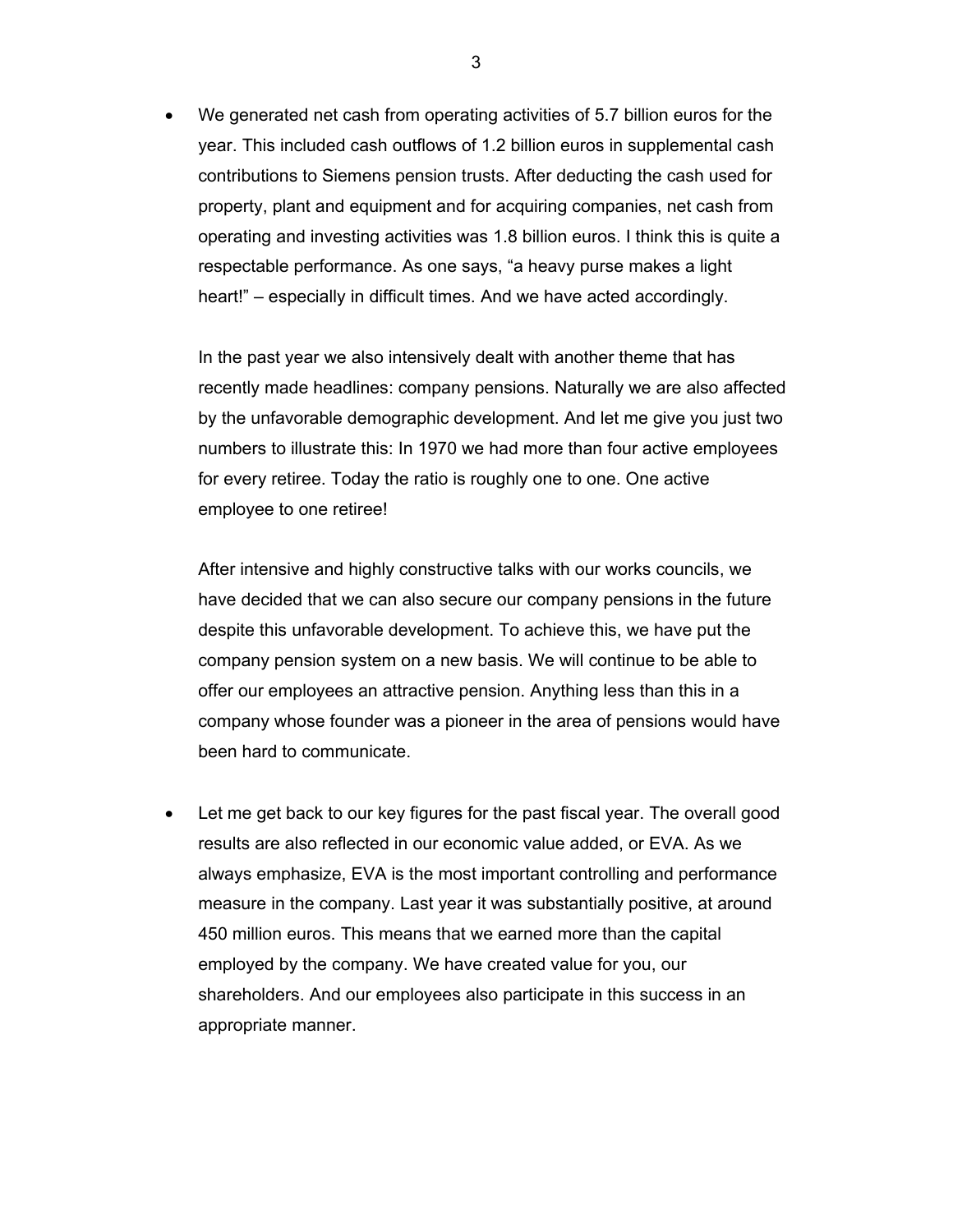- We generated net cash from operating activities of 5.7 billion euros for the year. This included cash outflows of 1.2 billion euros in supplemental cash contributions to Siemens pension trusts. After deducting the cash used for property, plant and equipment and for acquiring companies, net cash from operating and investing activities was 1.8 billion euros. I think this is quite a respectable performance. As one says, "a heavy purse makes a light heart!" – especially in difficult times. And we have acted accordingly.

  In the past year we also intensively dealt with another theme that has recently made headlines: company pensions. Naturally we are also affected by the unfavorable demographic development. And let me give you just two numbers to illustrate this: In 1970 we had more than four active employees for every retiree. Today the ratio is roughly one to one. One active employee to one retiree!

  After intensive and highly constructive talks with our works councils, we have decided that we can also secure our company pensions in the future despite this unfavorable development. To achieve this, we have put the company pension system on a new basis. We will continue to be able to offer our employees an attractive pension. Anything less than this in a company whose founder was a pioneer in the area of pensions would have been hard to communicate.

- Let me get back to our key figures for the past fiscal year. The overall good results are also reflected in our economic value added, or EVA. As we always emphasize, EVA is the most important controlling and performance measure in the company. Last year it was substantially positive, at around 450 million euros. This means that we earned more than the capital employed by the company. We have created value for you, our shareholders. And our employees also participate in this success in an appropriate manner.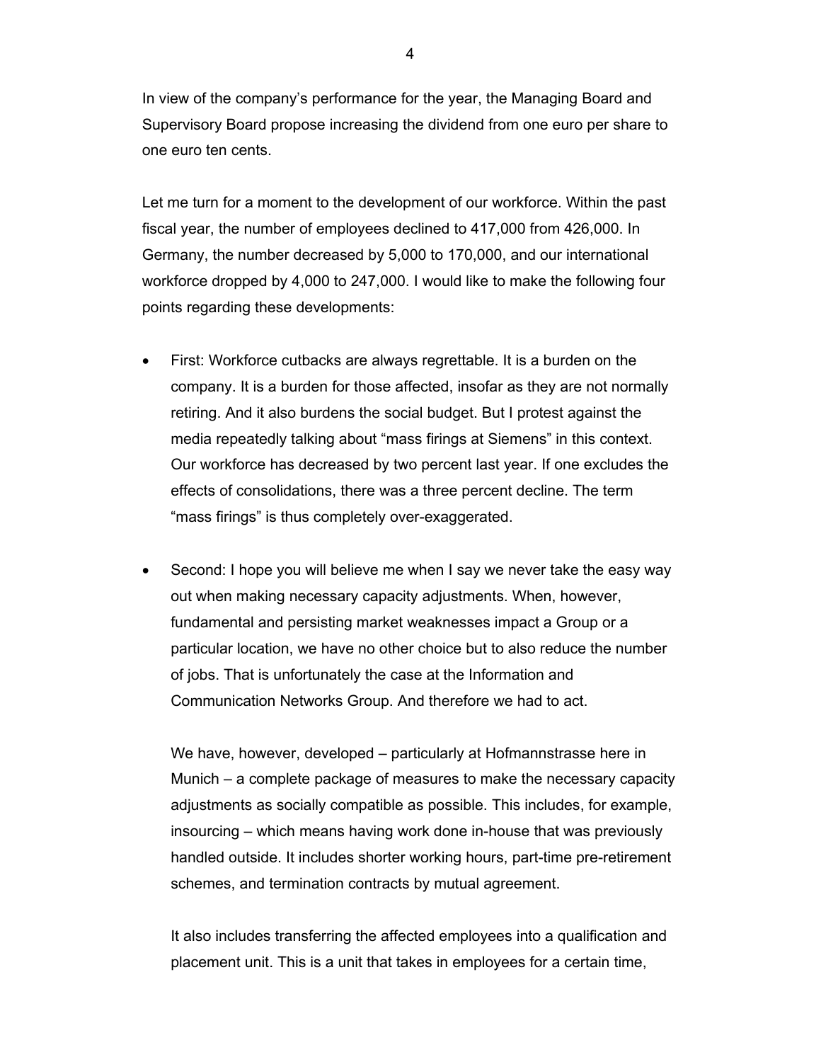In view of the company's performance for the year, the Managing Board and Supervisory Board propose increasing the dividend from one euro per share to one euro ten cents.

Let me turn for a moment to the development of our workforce. Within the past fiscal year, the number of employees declined to 417,000 from 426,000. In Germany, the number decreased by 5,000 to 170,000, and our international workforce dropped by 4,000 to 247,000. I would like to make the following four points regarding these developments:

- First: Workforce cutbacks are always regrettable. It is a burden on the company. It is a burden for those affected, insofar as they are not normally retiring. And it also burdens the social budget. But I protest against the media repeatedly talking about "mass firings at Siemens" in this context. Our workforce has decreased by two percent last year. If one excludes the effects of consolidations, there was a three percent decline. The term "mass firings" is thus completely over-exaggerated.

- Second: I hope you will believe me when I say we never take the easy way out when making necessary capacity adjustments. When, however, fundamental and persisting market weaknesses impact a Group or a particular location, we have no other choice but to also reduce the number of jobs. That is unfortunately the case at the Information and Communication Networks Group. And therefore we had to act.

  We have, however, developed – particularly at Hofmannstrasse here in Munich – a complete package of measures to make the necessary capacity adjustments as socially compatible as possible. This includes, for example, insourcing – which means having work done in-house that was previously handled outside. It includes shorter working hours, part-time pre-retirement schemes, and termination contracts by mutual agreement.

  It also includes transferring the affected employees into a qualification and placement unit. This is a unit that takes in employees for a certain time,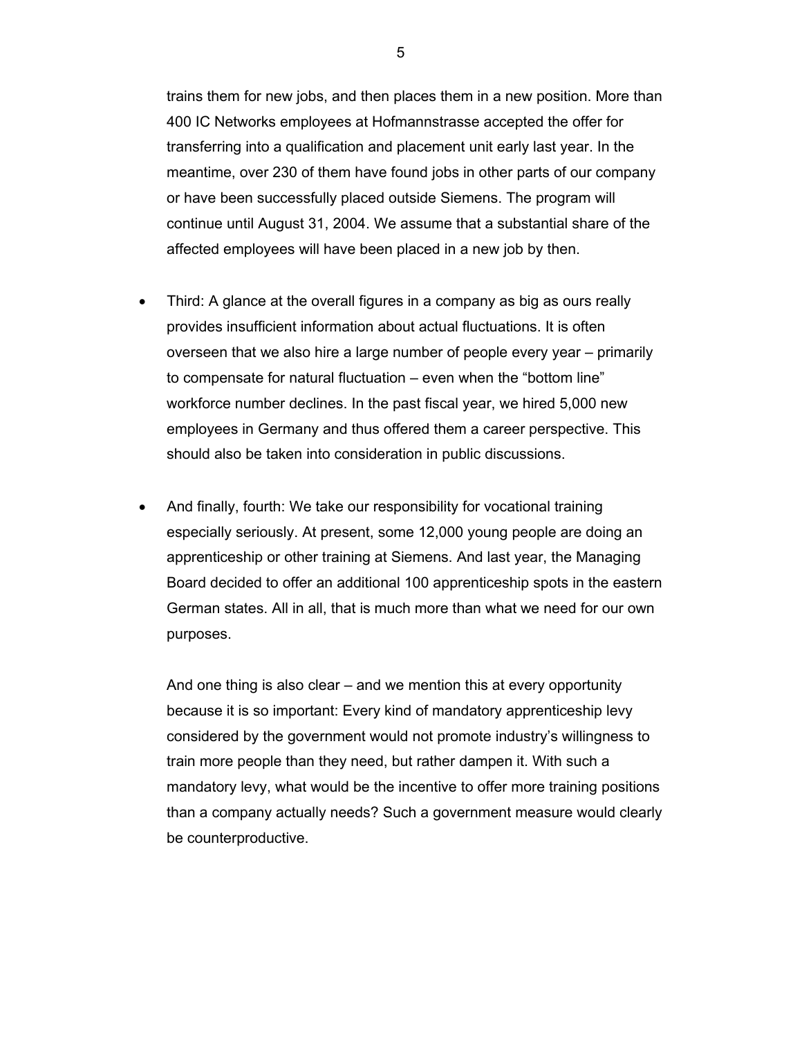trains them for new jobs, and then places them in a new position. More than 400 IC Networks employees at Hofmannstrasse accepted the offer for transferring into a qualification and placement unit early last year. In the meantime, over 230 of them have found jobs in other parts of our company or have been successfully placed outside Siemens. The program will continue until August 31, 2004. We assume that a substantial share of the affected employees will have been placed in a new job by then.

- Third: A glance at the overall figures in a company as big as ours really provides insufficient information about actual fluctuations. It is often overseen that we also hire a large number of people every year – primarily to compensate for natural fluctuation – even when the "bottom line" workforce number declines. In the past fiscal year, we hired 5,000 new employees in Germany and thus offered them a career perspective. This should also be taken into consideration in public discussions.

- And finally, fourth: We take our responsibility for vocational training especially seriously. At present, some 12,000 young people are doing an apprenticeship or other training at Siemens. And last year, the Managing Board decided to offer an additional 100 apprenticeship spots in the eastern German states. All in all, that is much more than what we need for our own purposes.

  And one thing is also clear – and we mention this at every opportunity because it is so important: Every kind of mandatory apprenticeship levy considered by the government would not promote industry's willingness to train more people than they need, but rather dampen it. With such a mandatory levy, what would be the incentive to offer more training positions than a company actually needs? Such a government measure would clearly be counterproductive.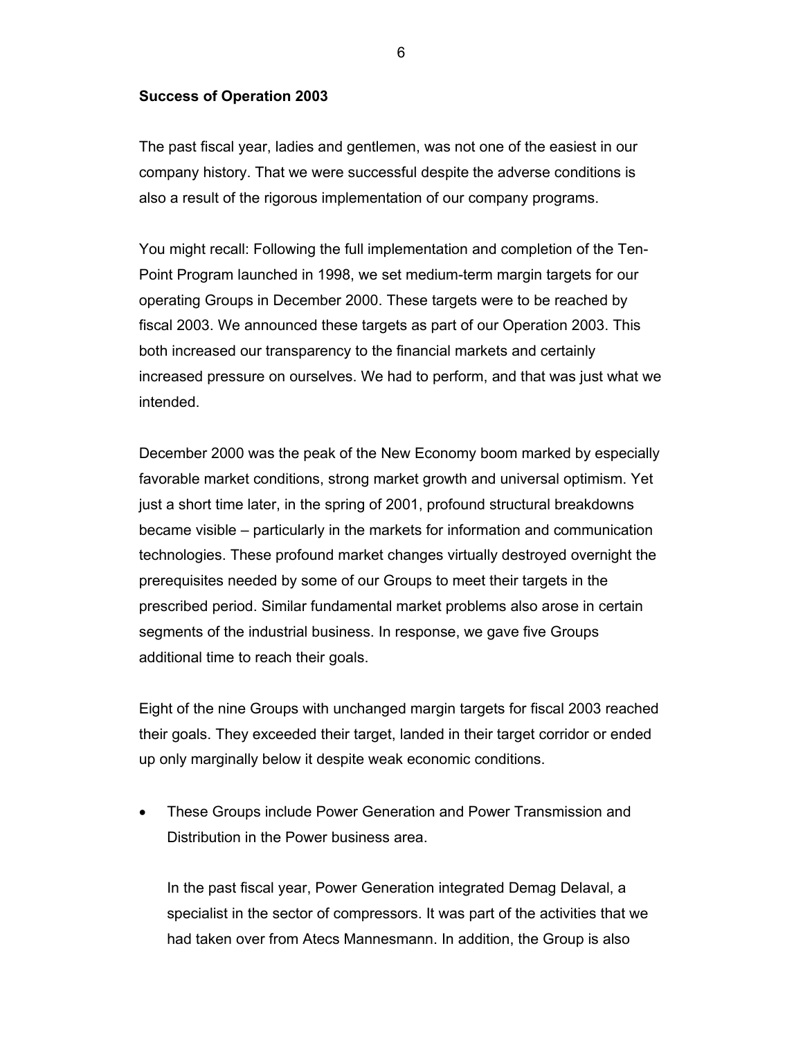**Success of Operation 2003**

The past fiscal year, ladies and gentlemen, was not one of the easiest in our company history. That we were successful despite the adverse conditions is also a result of the rigorous implementation of our company programs.

You might recall: Following the full implementation and completion of the Ten-Point Program launched in 1998, we set medium-term margin targets for our operating Groups in December 2000. These targets were to be reached by fiscal 2003. We announced these targets as part of our Operation 2003. This both increased our transparency to the financial markets and certainly increased pressure on ourselves. We had to perform, and that was just what we intended.

December 2000 was the peak of the New Economy boom marked by especially favorable market conditions, strong market growth and universal optimism. Yet just a short time later, in the spring of 2001, profound structural breakdowns became visible – particularly in the markets for information and communication technologies. These profound market changes virtually destroyed overnight the prerequisites needed by some of our Groups to meet their targets in the prescribed period. Similar fundamental market problems also arose in certain segments of the industrial business. In response, we gave five Groups additional time to reach their goals.

Eight of the nine Groups with unchanged margin targets for fiscal 2003 reached their goals. They exceeded their target, landed in their target corridor or ended up only marginally below it despite weak economic conditions.

- These Groups include Power Generation and Power Transmission and Distribution in the Power business area.

  In the past fiscal year, Power Generation integrated Demag Delaval, a specialist in the sector of compressors. It was part of the activities that we had taken over from Atecs Mannesmann. In addition, the Group is also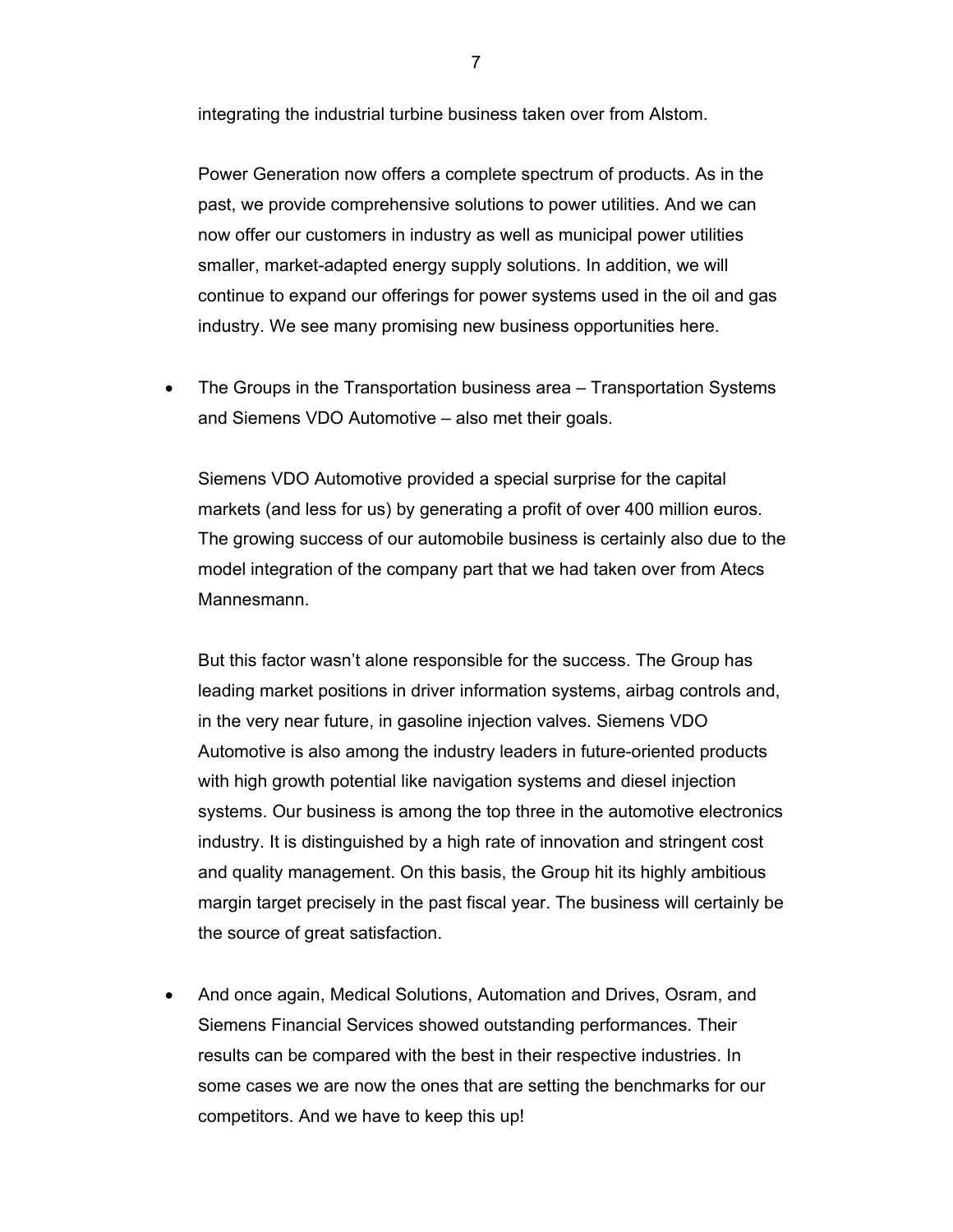integrating the industrial turbine business taken over from Alstom.

Power Generation now offers a complete spectrum of products. As in the past, we provide comprehensive solutions to power utilities. And we can now offer our customers in industry as well as municipal power utilities smaller, market-adapted energy supply solutions. In addition, we will continue to expand our offerings for power systems used in the oil and gas industry. We see many promising new business opportunities here.

- The Groups in the Transportation business area – Transportation Systems and Siemens VDO Automotive – also met their goals.

  Siemens VDO Automotive provided a special surprise for the capital markets (and less for us) by generating a profit of over 400 million euros. The growing success of our automobile business is certainly also due to the model integration of the company part that we had taken over from Atecs Mannesmann.

  But this factor wasn't alone responsible for the success. The Group has leading market positions in driver information systems, airbag controls and, in the very near future, in gasoline injection valves. Siemens VDO Automotive is also among the industry leaders in future-oriented products with high growth potential like navigation systems and diesel injection systems. Our business is among the top three in the automotive electronics industry. It is distinguished by a high rate of innovation and stringent cost and quality management. On this basis, the Group hit its highly ambitious margin target precisely in the past fiscal year. The business will certainly be the source of great satisfaction.

- And once again, Medical Solutions, Automation and Drives, Osram, and Siemens Financial Services showed outstanding performances. Their results can be compared with the best in their respective industries. In some cases we are now the ones that are setting the benchmarks for our competitors. And we have to keep this up!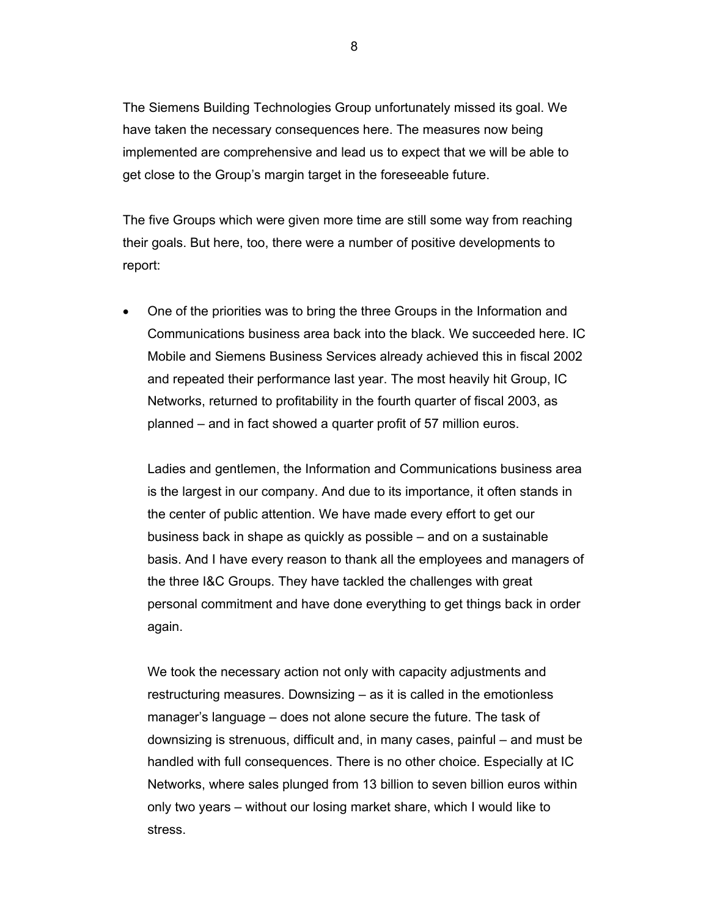The Siemens Building Technologies Group unfortunately missed its goal. We have taken the necessary consequences here. The measures now being implemented are comprehensive and lead us to expect that we will be able to get close to the Group's margin target in the foreseeable future.

The five Groups which were given more time are still some way from reaching their goals. But here, too, there were a number of positive developments to report:

- One of the priorities was to bring the three Groups in the Information and Communications business area back into the black. We succeeded here. IC Mobile and Siemens Business Services already achieved this in fiscal 2002 and repeated their performance last year. The most heavily hit Group, IC Networks, returned to profitability in the fourth quarter of fiscal 2003, as planned – and in fact showed a quarter profit of 57 million euros.

  Ladies and gentlemen, the Information and Communications business area is the largest in our company. And due to its importance, it often stands in the center of public attention. We have made every effort to get our business back in shape as quickly as possible – and on a sustainable basis. And I have every reason to thank all the employees and managers of the three I&C Groups. They have tackled the challenges with great personal commitment and have done everything to get things back in order again.

  We took the necessary action not only with capacity adjustments and restructuring measures. Downsizing – as it is called in the emotionless manager's language – does not alone secure the future. The task of downsizing is strenuous, difficult and, in many cases, painful – and must be handled with full consequences. There is no other choice. Especially at IC Networks, where sales plunged from 13 billion to seven billion euros within only two years – without our losing market share, which I would like to stress.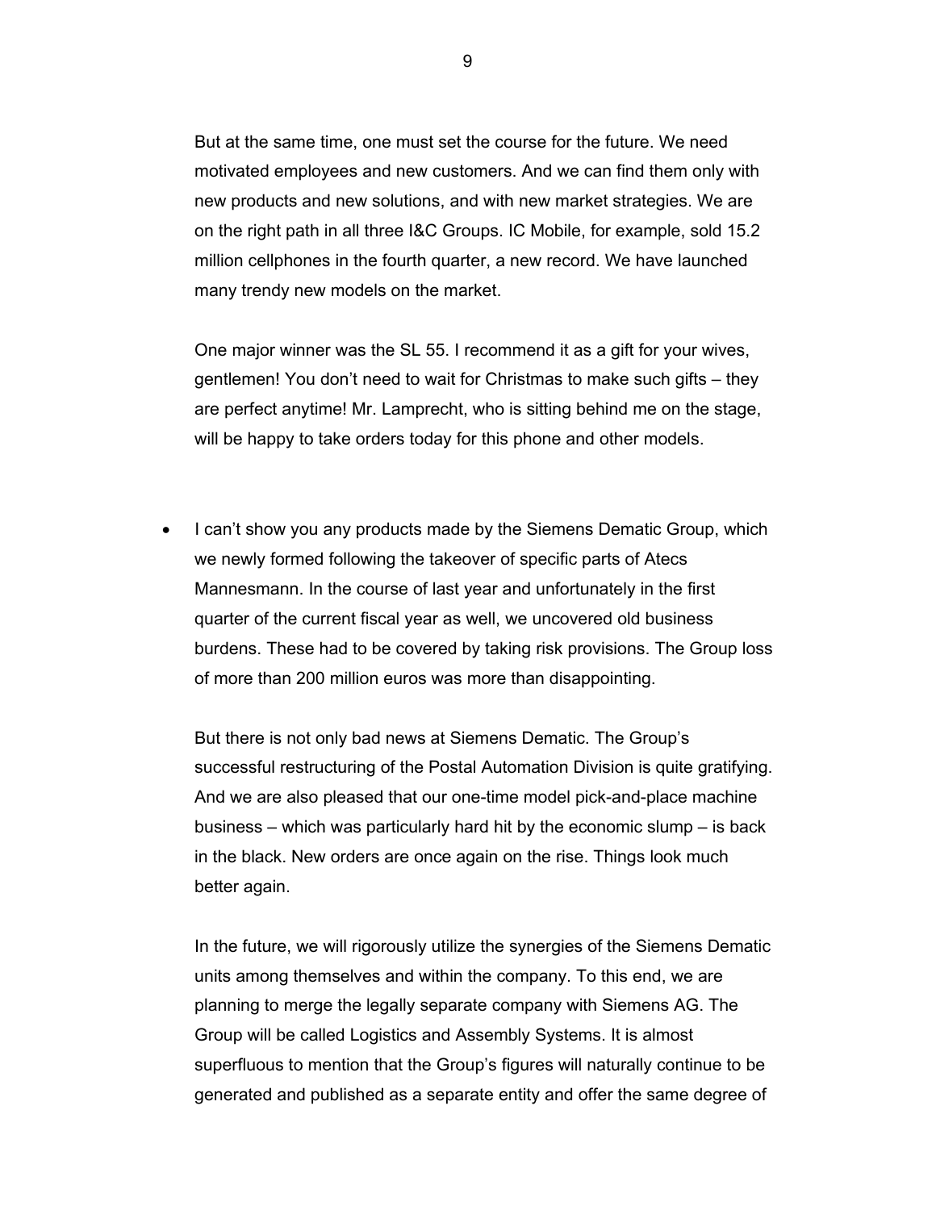But at the same time, one must set the course for the future. We need motivated employees and new customers. And we can find them only with new products and new solutions, and with new market strategies. We are on the right path in all three I&C Groups. IC Mobile, for example, sold 15.2 million cellphones in the fourth quarter, a new record. We have launched many trendy new models on the market.

One major winner was the SL 55. I recommend it as a gift for your wives, gentlemen! You don't need to wait for Christmas to make such gifts – they are perfect anytime! Mr. Lamprecht, who is sitting behind me on the stage, will be happy to take orders today for this phone and other models.

- I can't show you any products made by the Siemens Dematic Group, which we newly formed following the takeover of specific parts of Atecs Mannesmann. In the course of last year and unfortunately in the first quarter of the current fiscal year as well, we uncovered old business burdens. These had to be covered by taking risk provisions. The Group loss of more than 200 million euros was more than disappointing.

  But there is not only bad news at Siemens Dematic. The Group's successful restructuring of the Postal Automation Division is quite gratifying. And we are also pleased that our one-time model pick-and-place machine business – which was particularly hard hit by the economic slump – is back in the black. New orders are once again on the rise. Things look much better again.

  In the future, we will rigorously utilize the synergies of the Siemens Dematic units among themselves and within the company. To this end, we are planning to merge the legally separate company with Siemens AG. The Group will be called Logistics and Assembly Systems. It is almost superfluous to mention that the Group's figures will naturally continue to be generated and published as a separate entity and offer the same degree of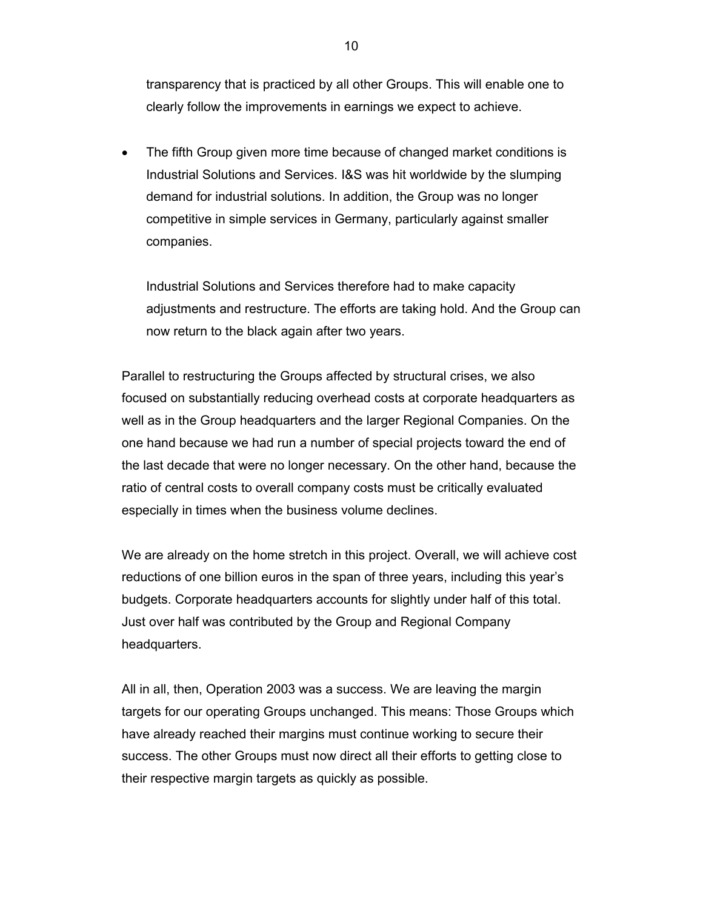transparency that is practiced by all other Groups. This will enable one to clearly follow the improvements in earnings we expect to achieve.

- The fifth Group given more time because of changed market conditions is Industrial Solutions and Services. I&S was hit worldwide by the slumping demand for industrial solutions. In addition, the Group was no longer competitive in simple services in Germany, particularly against smaller companies.

  Industrial Solutions and Services therefore had to make capacity adjustments and restructure. The efforts are taking hold. And the Group can now return to the black again after two years.

Parallel to restructuring the Groups affected by structural crises, we also focused on substantially reducing overhead costs at corporate headquarters as well as in the Group headquarters and the larger Regional Companies. On the one hand because we had run a number of special projects toward the end of the last decade that were no longer necessary. On the other hand, because the ratio of central costs to overall company costs must be critically evaluated especially in times when the business volume declines.

We are already on the home stretch in this project. Overall, we will achieve cost reductions of one billion euros in the span of three years, including this year's budgets. Corporate headquarters accounts for slightly under half of this total. Just over half was contributed by the Group and Regional Company headquarters.

All in all, then, Operation 2003 was a success. We are leaving the margin targets for our operating Groups unchanged. This means: Those Groups which have already reached their margins must continue working to secure their success. The other Groups must now direct all their efforts to getting close to their respective margin targets as quickly as possible.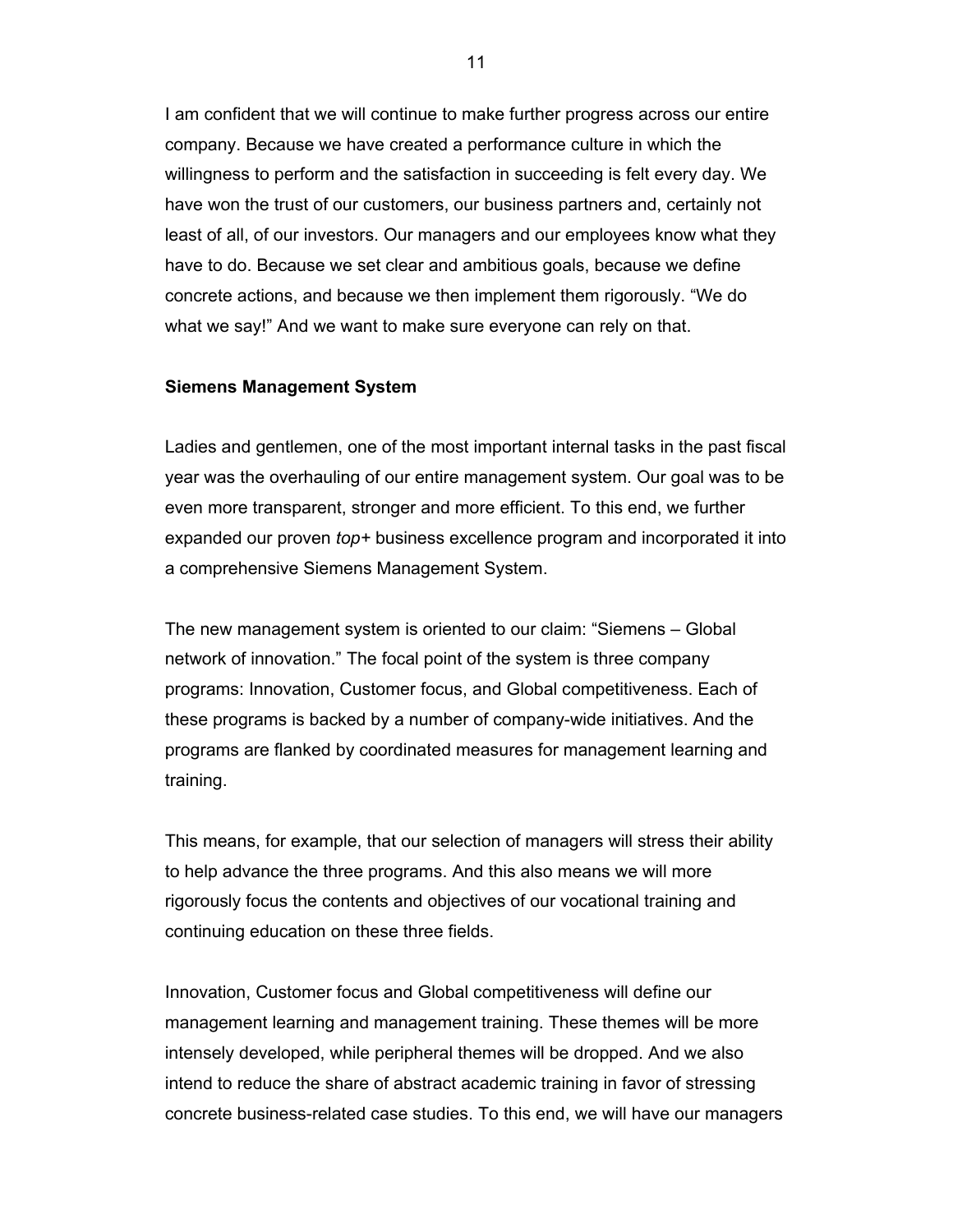I am confident that we will continue to make further progress across our entire company. Because we have created a performance culture in which the willingness to perform and the satisfaction in succeeding is felt every day. We have won the trust of our customers, our business partners and, certainly not least of all, of our investors. Our managers and our employees know what they have to do. Because we set clear and ambitious goals, because we define concrete actions, and because we then implement them rigorously. “We do what we say!” And we want to make sure everyone can rely on that.

**Siemens Management System**

Ladies and gentlemen, one of the most important internal tasks in the past fiscal year was the overhauling of our entire management system. Our goal was to be even more transparent, stronger and more efficient. To this end, we further expanded our proven *top+* business excellence program and incorporated it into a comprehensive Siemens Management System.

The new management system is oriented to our claim: “Siemens – Global network of innovation.” The focal point of the system is three company programs: Innovation, Customer focus, and Global competitiveness. Each of these programs is backed by a number of company-wide initiatives. And the programs are flanked by coordinated measures for management learning and training.

This means, for example, that our selection of managers will stress their ability to help advance the three programs. And this also means we will more rigorously focus the contents and objectives of our vocational training and continuing education on these three fields.

Innovation, Customer focus and Global competitiveness will define our management learning and management training. These themes will be more intensely developed, while peripheral themes will be dropped. And we also intend to reduce the share of abstract academic training in favor of stressing concrete business-related case studies. To this end, we will have our managers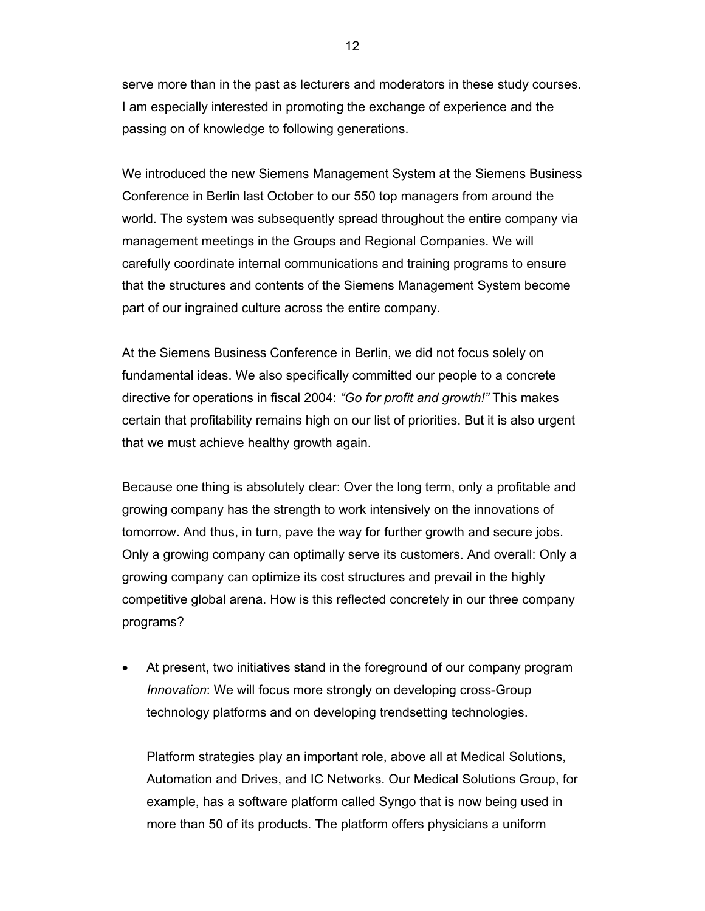serve more than in the past as lecturers and moderators in these study courses. I am especially interested in promoting the exchange of experience and the passing on of knowledge to following generations.

We introduced the new Siemens Management System at the Siemens Business Conference in Berlin last October to our 550 top managers from around the world. The system was subsequently spread throughout the entire company via management meetings in the Groups and Regional Companies. We will carefully coordinate internal communications and training programs to ensure that the structures and contents of the Siemens Management System become part of our ingrained culture across the entire company.

At the Siemens Business Conference in Berlin, we did not focus solely on fundamental ideas. We also specifically committed our people to a concrete directive for operations in fiscal 2004: *"Go for profit <u>and</u> growth!"* This makes certain that profitability remains high on our list of priorities. But it is also urgent that we must achieve healthy growth again.

Because one thing is absolutely clear: Over the long term, only a profitable and growing company has the strength to work intensively on the innovations of tomorrow. And thus, in turn, pave the way for further growth and secure jobs. Only a growing company can optimally serve its customers. And overall: Only a growing company can optimize its cost structures and prevail in the highly competitive global arena. How is this reflected concretely in our three company programs?

- At present, two initiatives stand in the foreground of our company program *Innovation*: We will focus more strongly on developing cross-Group technology platforms and on developing trendsetting technologies.

  Platform strategies play an important role, above all at Medical Solutions, Automation and Drives, and IC Networks. Our Medical Solutions Group, for example, has a software platform called Syngo that is now being used in more than 50 of its products. The platform offers physicians a uniform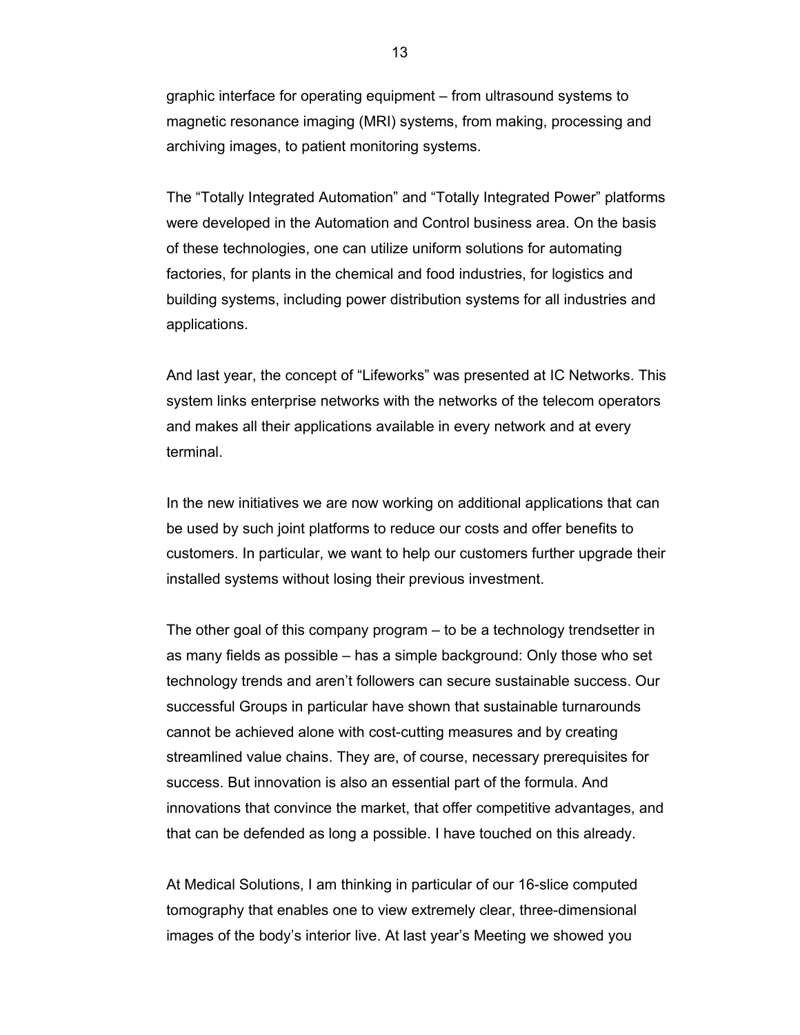graphic interface for operating equipment – from ultrasound systems to magnetic resonance imaging (MRI) systems, from making, processing and archiving images, to patient monitoring systems.

The "Totally Integrated Automation" and "Totally Integrated Power" platforms were developed in the Automation and Control business area. On the basis of these technologies, one can utilize uniform solutions for automating factories, for plants in the chemical and food industries, for logistics and building systems, including power distribution systems for all industries and applications.

And last year, the concept of "Lifeworks" was presented at IC Networks. This system links enterprise networks with the networks of the telecom operators and makes all their applications available in every network and at every terminal.

In the new initiatives we are now working on additional applications that can be used by such joint platforms to reduce our costs and offer benefits to customers. In particular, we want to help our customers further upgrade their installed systems without losing their previous investment.

The other goal of this company program – to be a technology trendsetter in as many fields as possible – has a simple background: Only those who set technology trends and aren't followers can secure sustainable success. Our successful Groups in particular have shown that sustainable turnarounds cannot be achieved alone with cost-cutting measures and by creating streamlined value chains. They are, of course, necessary prerequisites for success. But innovation is also an essential part of the formula. And innovations that convince the market, that offer competitive advantages, and that can be defended as long a possible. I have touched on this already.

At Medical Solutions, I am thinking in particular of our 16-slice computed tomography that enables one to view extremely clear, three-dimensional images of the body's interior live. At last year's Meeting we showed you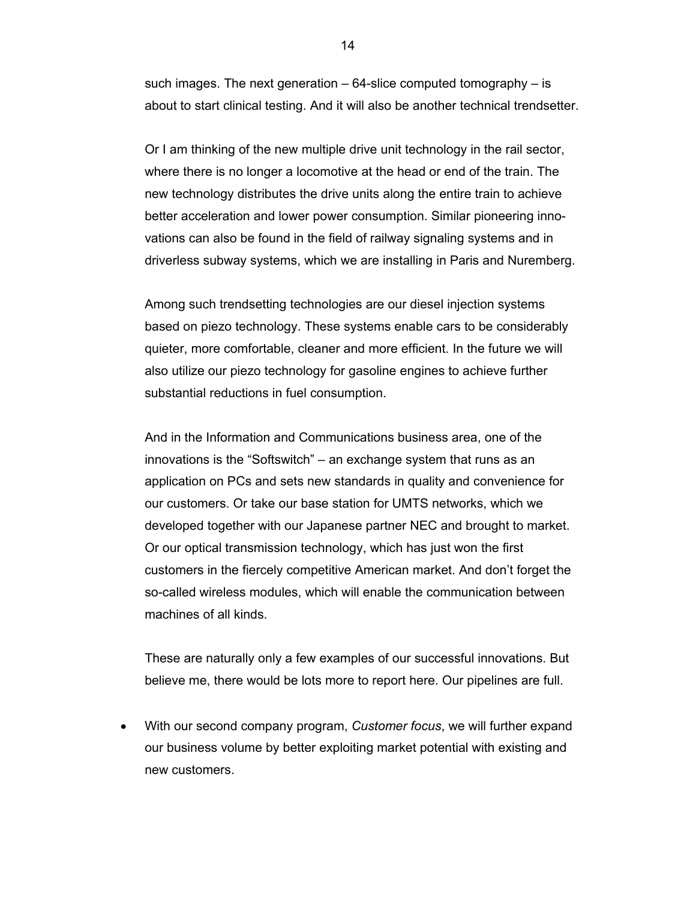such images. The next generation – 64-slice computed tomography – is about to start clinical testing. And it will also be another technical trendsetter.

Or I am thinking of the new multiple drive unit technology in the rail sector, where there is no longer a locomotive at the head or end of the train. The new technology distributes the drive units along the entire train to achieve better acceleration and lower power consumption. Similar pioneering innovations can also be found in the field of railway signaling systems and in driverless subway systems, which we are installing in Paris and Nuremberg.

Among such trendsetting technologies are our diesel injection systems based on piezo technology. These systems enable cars to be considerably quieter, more comfortable, cleaner and more efficient. In the future we will also utilize our piezo technology for gasoline engines to achieve further substantial reductions in fuel consumption.

And in the Information and Communications business area, one of the innovations is the "Softswitch" – an exchange system that runs as an application on PCs and sets new standards in quality and convenience for our customers. Or take our base station for UMTS networks, which we developed together with our Japanese partner NEC and brought to market. Or our optical transmission technology, which has just won the first customers in the fiercely competitive American market. And don't forget the so-called wireless modules, which will enable the communication between machines of all kinds.

These are naturally only a few examples of our successful innovations. But believe me, there would be lots more to report here. Our pipelines are full.

- With our second company program, *Customer focus*, we will further expand our business volume by better exploiting market potential with existing and new customers.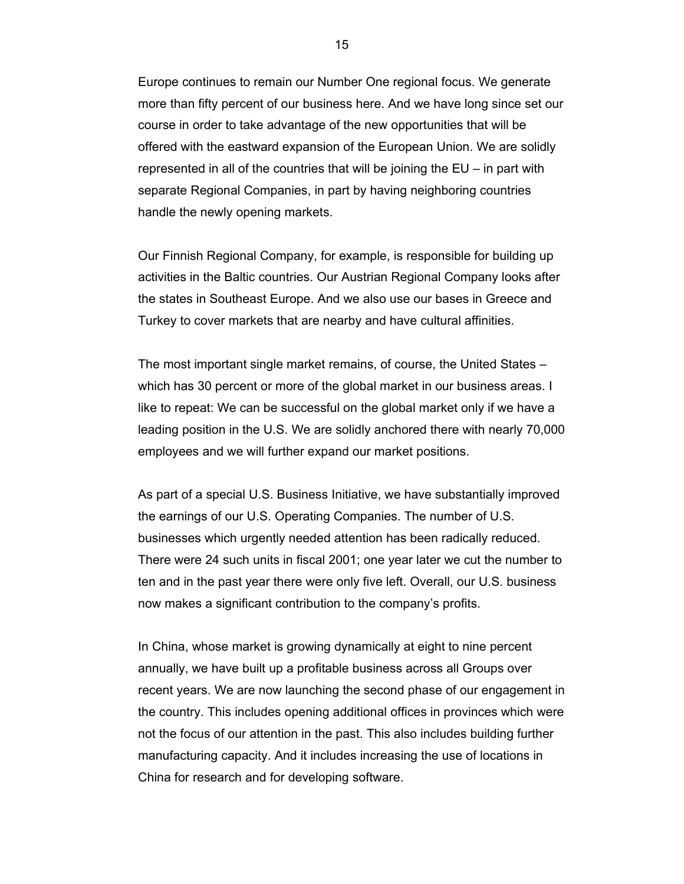Europe continues to remain our Number One regional focus. We generate more than fifty percent of our business here. And we have long since set our course in order to take advantage of the new opportunities that will be offered with the eastward expansion of the European Union. We are solidly represented in all of the countries that will be joining the EU – in part with separate Regional Companies, in part by having neighboring countries handle the newly opening markets.

Our Finnish Regional Company, for example, is responsible for building up activities in the Baltic countries. Our Austrian Regional Company looks after the states in Southeast Europe. And we also use our bases in Greece and Turkey to cover markets that are nearby and have cultural affinities.

The most important single market remains, of course, the United States – which has 30 percent or more of the global market in our business areas. I like to repeat: We can be successful on the global market only if we have a leading position in the U.S. We are solidly anchored there with nearly 70,000 employees and we will further expand our market positions.

As part of a special U.S. Business Initiative, we have substantially improved the earnings of our U.S. Operating Companies. The number of U.S. businesses which urgently needed attention has been radically reduced. There were 24 such units in fiscal 2001; one year later we cut the number to ten and in the past year there were only five left. Overall, our U.S. business now makes a significant contribution to the company's profits.

In China, whose market is growing dynamically at eight to nine percent annually, we have built up a profitable business across all Groups over recent years. We are now launching the second phase of our engagement in the country. This includes opening additional offices in provinces which were not the focus of our attention in the past. This also includes building further manufacturing capacity. And it includes increasing the use of locations in China for research and for developing software.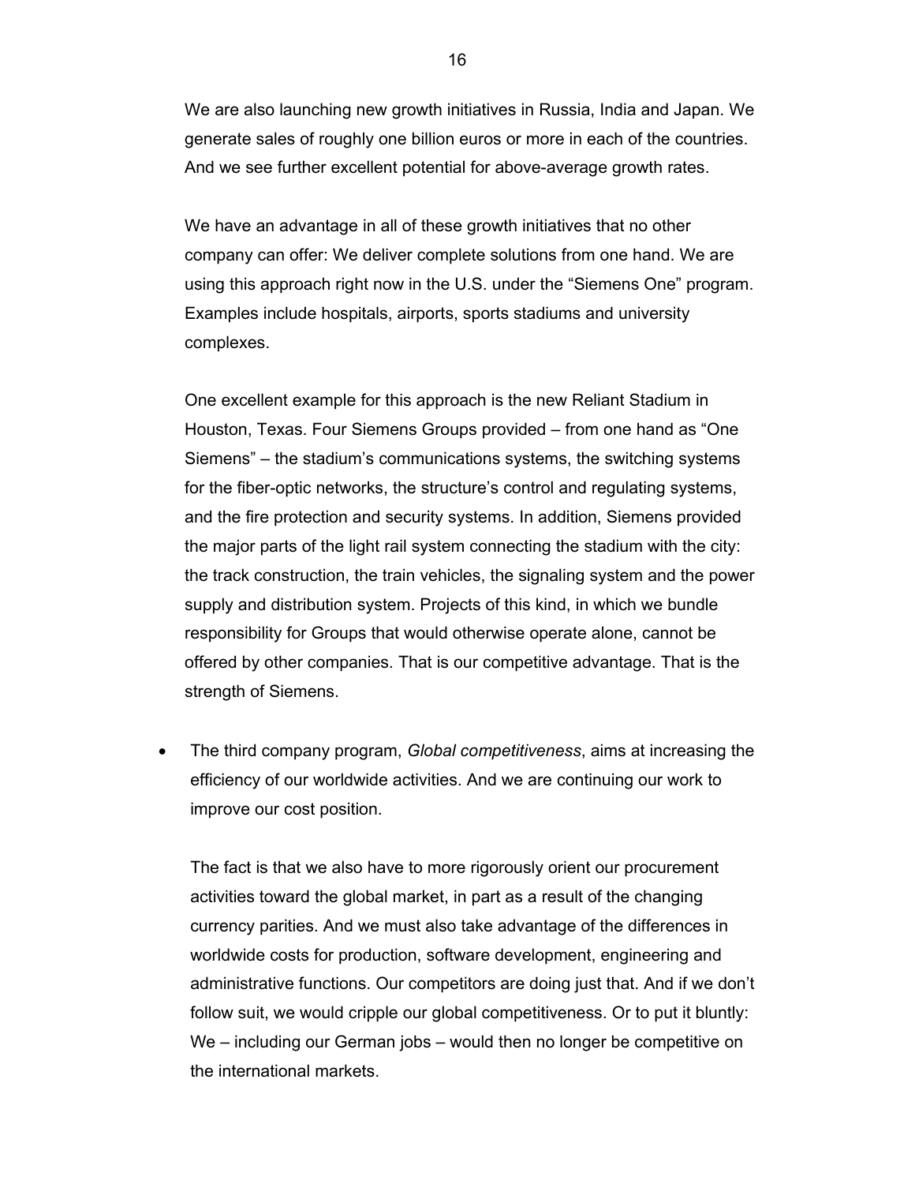We are also launching new growth initiatives in Russia, India and Japan. We generate sales of roughly one billion euros or more in each of the countries. And we see further excellent potential for above-average growth rates.

We have an advantage in all of these growth initiatives that no other company can offer: We deliver complete solutions from one hand. We are using this approach right now in the U.S. under the "Siemens One" program. Examples include hospitals, airports, sports stadiums and university complexes.

One excellent example for this approach is the new Reliant Stadium in Houston, Texas. Four Siemens Groups provided – from one hand as "One Siemens" – the stadium's communications systems, the switching systems for the fiber-optic networks, the structure's control and regulating systems, and the fire protection and security systems. In addition, Siemens provided the major parts of the light rail system connecting the stadium with the city: the track construction, the train vehicles, the signaling system and the power supply and distribution system. Projects of this kind, in which we bundle responsibility for Groups that would otherwise operate alone, cannot be offered by other companies. That is our competitive advantage. That is the strength of Siemens.

- The third company program, *Global competitiveness*, aims at increasing the efficiency of our worldwide activities. And we are continuing our work to improve our cost position.

  The fact is that we also have to more rigorously orient our procurement activities toward the global market, in part as a result of the changing currency parities. And we must also take advantage of the differences in worldwide costs for production, software development, engineering and administrative functions. Our competitors are doing just that. And if we don't follow suit, we would cripple our global competitiveness. Or to put it bluntly: We – including our German jobs – would then no longer be competitive on the international markets.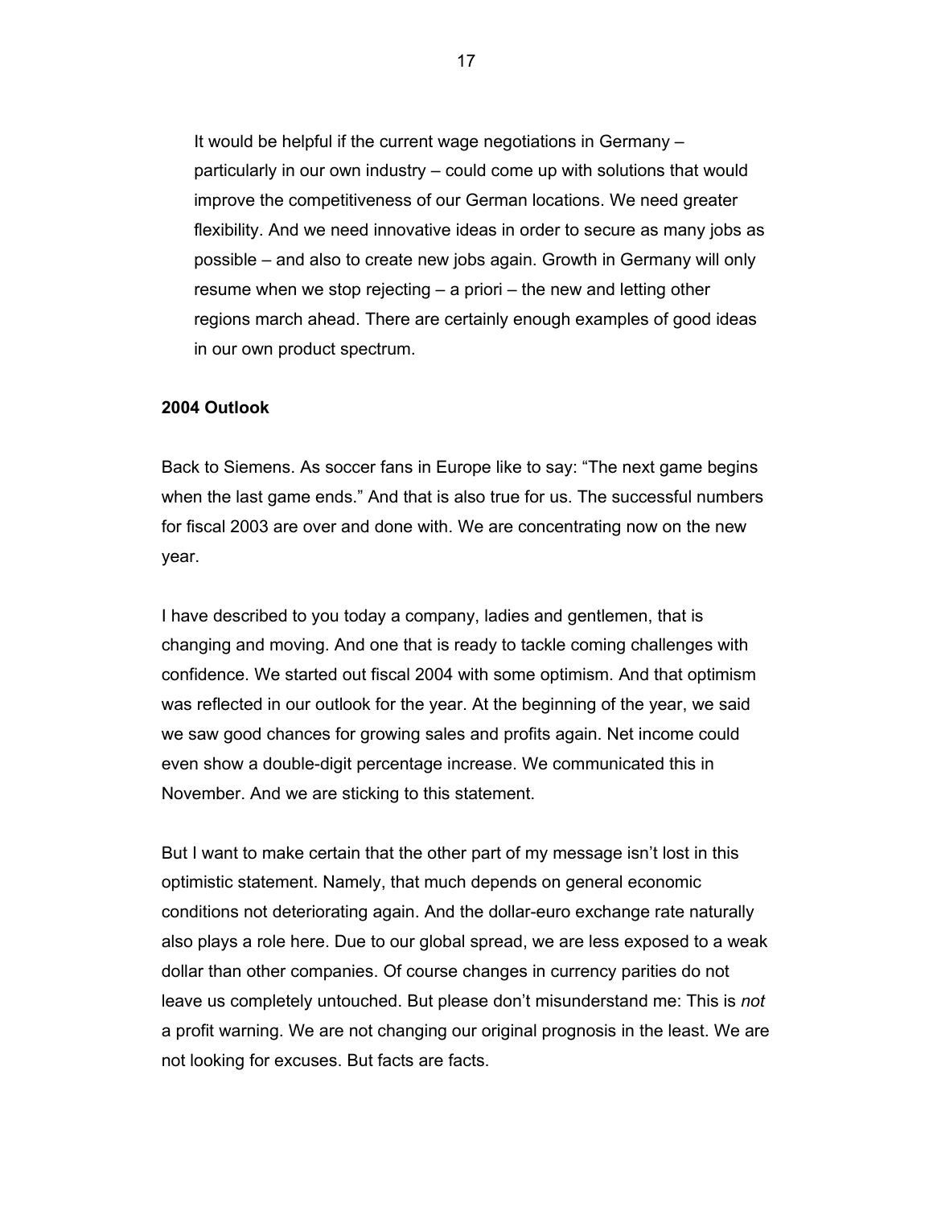It would be helpful if the current wage negotiations in Germany – particularly in our own industry – could come up with solutions that would improve the competitiveness of our German locations. We need greater flexibility. And we need innovative ideas in order to secure as many jobs as possible – and also to create new jobs again. Growth in Germany will only resume when we stop rejecting – a priori – the new and letting other regions march ahead. There are certainly enough examples of good ideas in our own product spectrum.

**2004 Outlook**

Back to Siemens. As soccer fans in Europe like to say: "The next game begins when the last game ends." And that is also true for us. The successful numbers for fiscal 2003 are over and done with. We are concentrating now on the new year.

I have described to you today a company, ladies and gentlemen, that is changing and moving. And one that is ready to tackle coming challenges with confidence. We started out fiscal 2004 with some optimism. And that optimism was reflected in our outlook for the year. At the beginning of the year, we said we saw good chances for growing sales and profits again. Net income could even show a double-digit percentage increase. We communicated this in November. And we are sticking to this statement.

But I want to make certain that the other part of my message isn't lost in this optimistic statement. Namely, that much depends on general economic conditions not deteriorating again. And the dollar-euro exchange rate naturally also plays a role here. Due to our global spread, we are less exposed to a weak dollar than other companies. Of course changes in currency parities do not leave us completely untouched. But please don't misunderstand me: This is *not* a profit warning. We are not changing our original prognosis in the least. We are not looking for excuses. But facts are facts.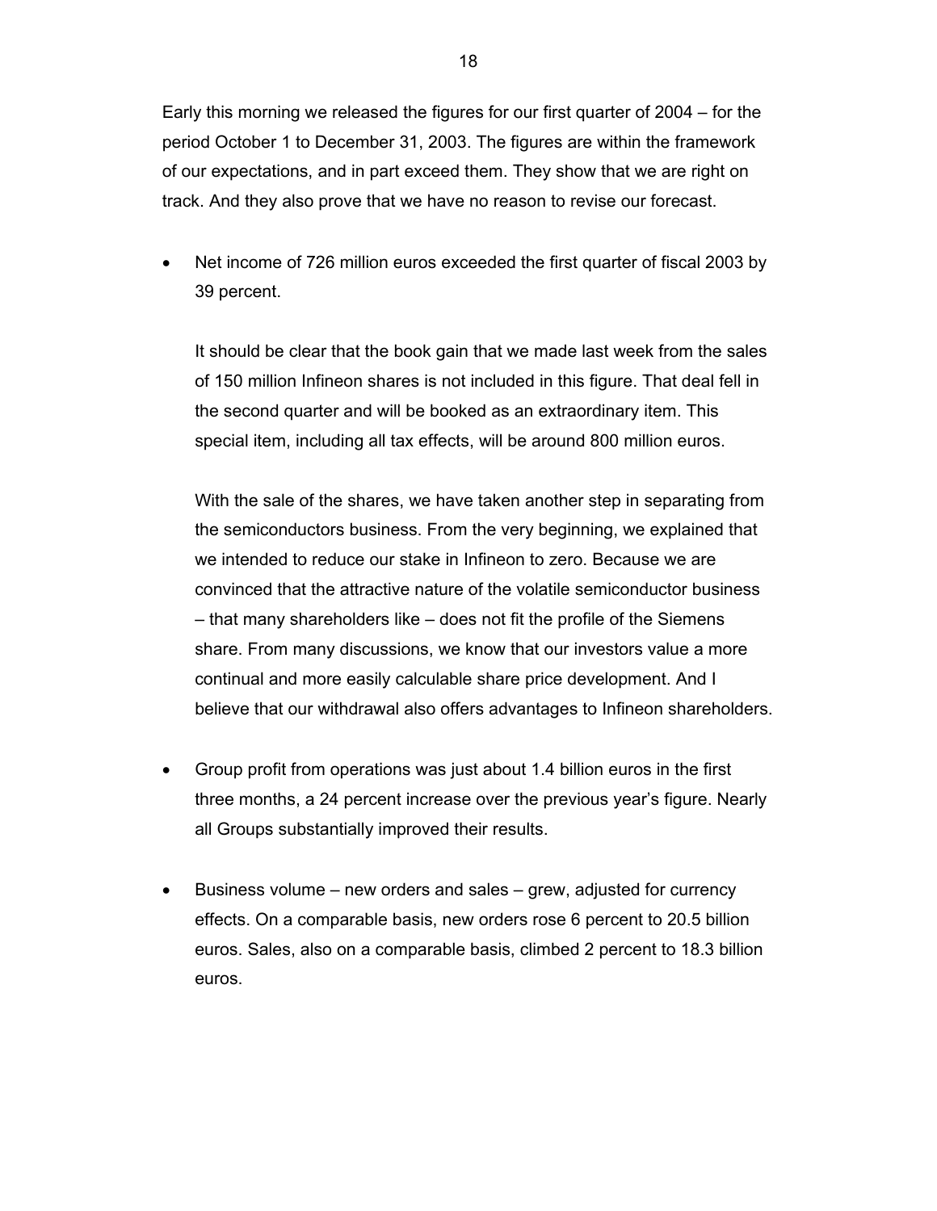Early this morning we released the figures for our first quarter of 2004 – for the period October 1 to December 31, 2003. The figures are within the framework of our expectations, and in part exceed them. They show that we are right on track. And they also prove that we have no reason to revise our forecast.

- Net income of 726 million euros exceeded the first quarter of fiscal 2003 by 39 percent.

  It should be clear that the book gain that we made last week from the sales of 150 million Infineon shares is not included in this figure. That deal fell in the second quarter and will be booked as an extraordinary item. This special item, including all tax effects, will be around 800 million euros.

  With the sale of the shares, we have taken another step in separating from the semiconductors business. From the very beginning, we explained that we intended to reduce our stake in Infineon to zero. Because we are convinced that the attractive nature of the volatile semiconductor business – that many shareholders like – does not fit the profile of the Siemens share. From many discussions, we know that our investors value a more continual and more easily calculable share price development. And I believe that our withdrawal also offers advantages to Infineon shareholders.

- Group profit from operations was just about 1.4 billion euros in the first three months, a 24 percent increase over the previous year's figure. Nearly all Groups substantially improved their results.

- Business volume – new orders and sales – grew, adjusted for currency effects. On a comparable basis, new orders rose 6 percent to 20.5 billion euros. Sales, also on a comparable basis, climbed 2 percent to 18.3 billion euros.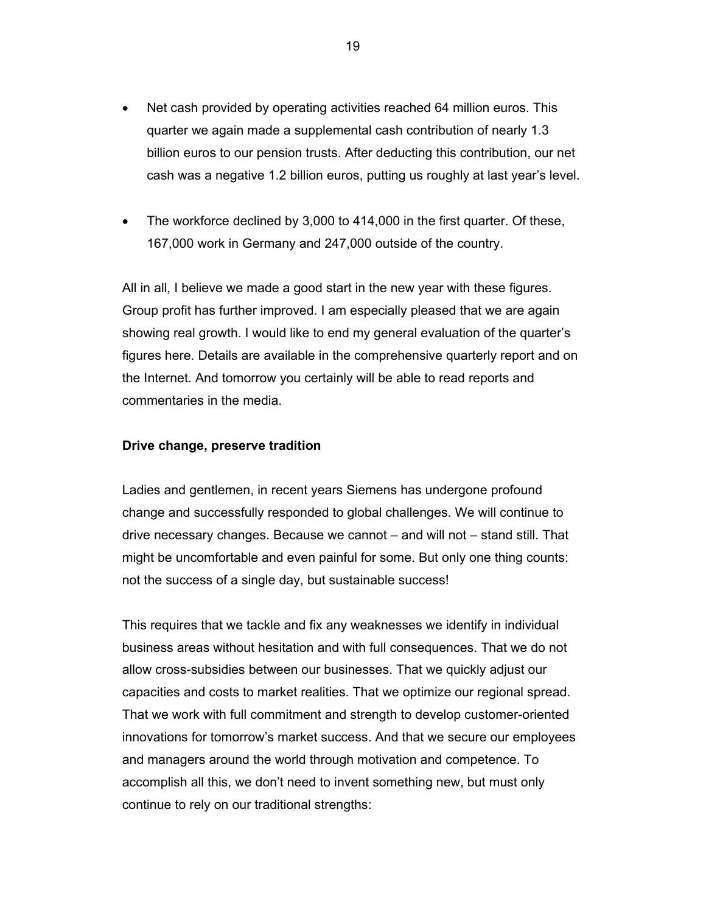- Net cash provided by operating activities reached 64 million euros. This quarter we again made a supplemental cash contribution of nearly 1.3 billion euros to our pension trusts. After deducting this contribution, our net cash was a negative 1.2 billion euros, putting us roughly at last year's level.

- The workforce declined by 3,000 to 414,000 in the first quarter. Of these, 167,000 work in Germany and 247,000 outside of the country.

All in all, I believe we made a good start in the new year with these figures. Group profit has further improved. I am especially pleased that we are again showing real growth. I would like to end my general evaluation of the quarter's figures here. Details are available in the comprehensive quarterly report and on the Internet. And tomorrow you certainly will be able to read reports and commentaries in the media.

**Drive change, preserve tradition**

Ladies and gentlemen, in recent years Siemens has undergone profound change and successfully responded to global challenges. We will continue to drive necessary changes. Because we cannot – and will not – stand still. That might be uncomfortable and even painful for some. But only one thing counts: not the success of a single day, but sustainable success!

This requires that we tackle and fix any weaknesses we identify in individual business areas without hesitation and with full consequences. That we do not allow cross-subsidies between our businesses. That we quickly adjust our capacities and costs to market realities. That we optimize our regional spread. That we work with full commitment and strength to develop customer-oriented innovations for tomorrow's market success. And that we secure our employees and managers around the world through motivation and competence. To accomplish all this, we don't need to invent something new, but must only continue to rely on our traditional strengths: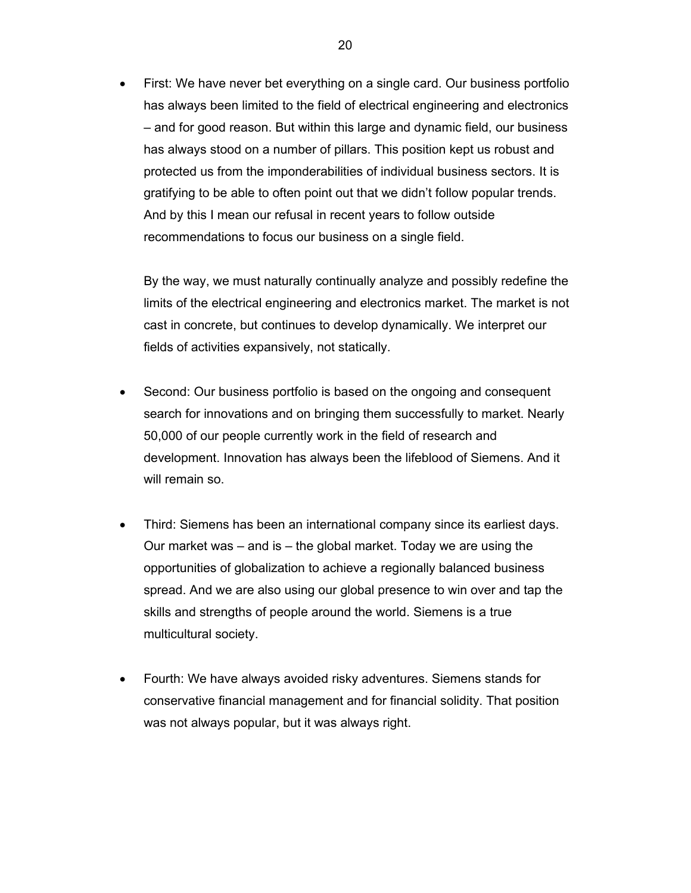- First: We have never bet everything on a single card. Our business portfolio has always been limited to the field of electrical engineering and electronics – and for good reason. But within this large and dynamic field, our business has always stood on a number of pillars. This position kept us robust and protected us from the imponderabilities of individual business sectors. It is gratifying to be able to often point out that we didn't follow popular trends. And by this I mean our refusal in recent years to follow outside recommendations to focus our business on a single field.

  By the way, we must naturally continually analyze and possibly redefine the limits of the electrical engineering and electronics market. The market is not cast in concrete, but continues to develop dynamically. We interpret our fields of activities expansively, not statically.

- Second: Our business portfolio is based on the ongoing and consequent search for innovations and on bringing them successfully to market. Nearly 50,000 of our people currently work in the field of research and development. Innovation has always been the lifeblood of Siemens. And it will remain so.

- Third: Siemens has been an international company since its earliest days. Our market was – and is – the global market. Today we are using the opportunities of globalization to achieve a regionally balanced business spread. And we are also using our global presence to win over and tap the skills and strengths of people around the world. Siemens is a true multicultural society.

- Fourth: We have always avoided risky adventures. Siemens stands for conservative financial management and for financial solidity. That position was not always popular, but it was always right.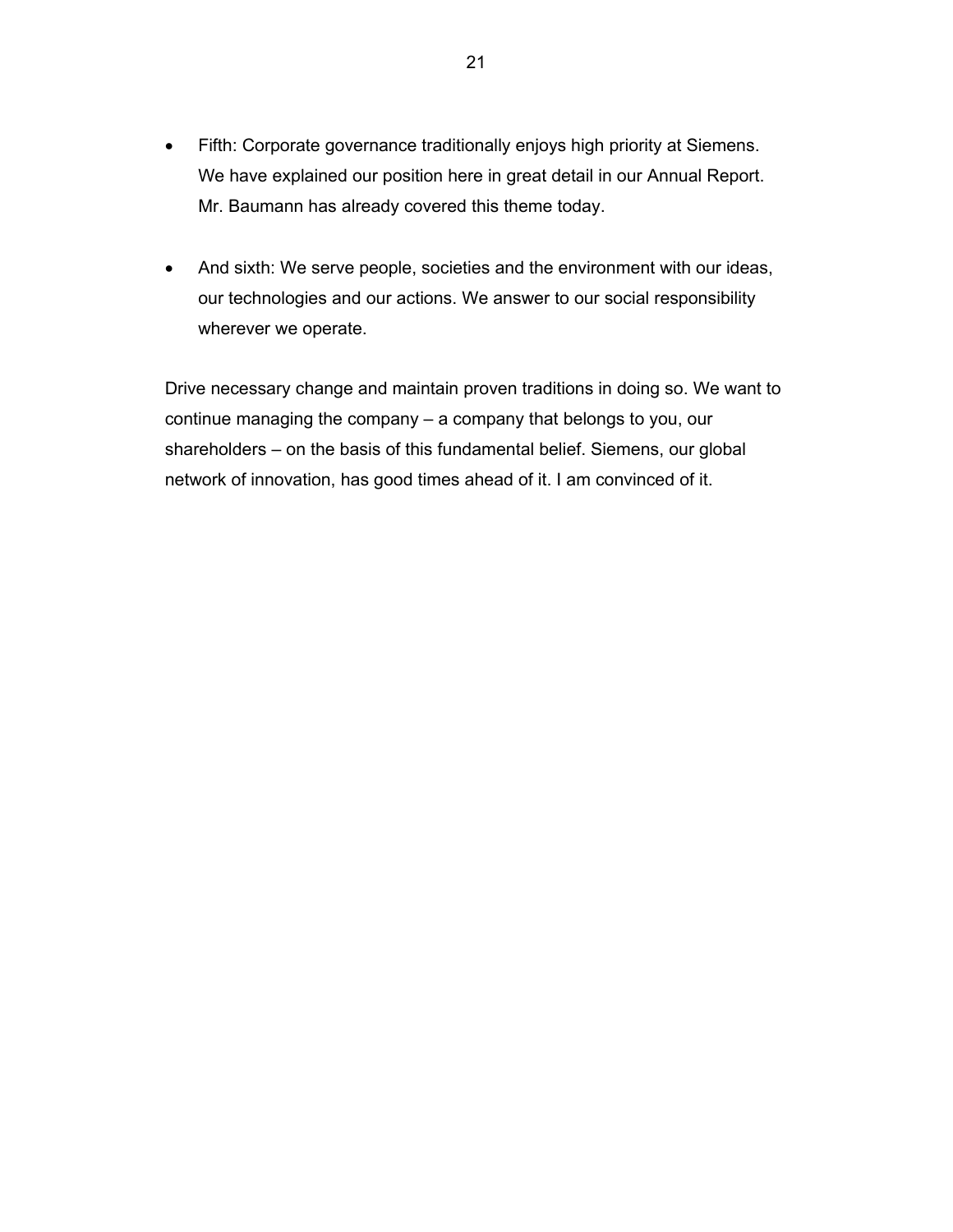- Fifth: Corporate governance traditionally enjoys high priority at Siemens. We have explained our position here in great detail in our Annual Report. Mr. Baumann has already covered this theme today.

- And sixth: We serve people, societies and the environment with our ideas, our technologies and our actions. We answer to our social responsibility wherever we operate.

Drive necessary change and maintain proven traditions in doing so. We want to continue managing the company – a company that belongs to you, our shareholders – on the basis of this fundamental belief. Siemens, our global network of innovation, has good times ahead of it. I am convinced of it.